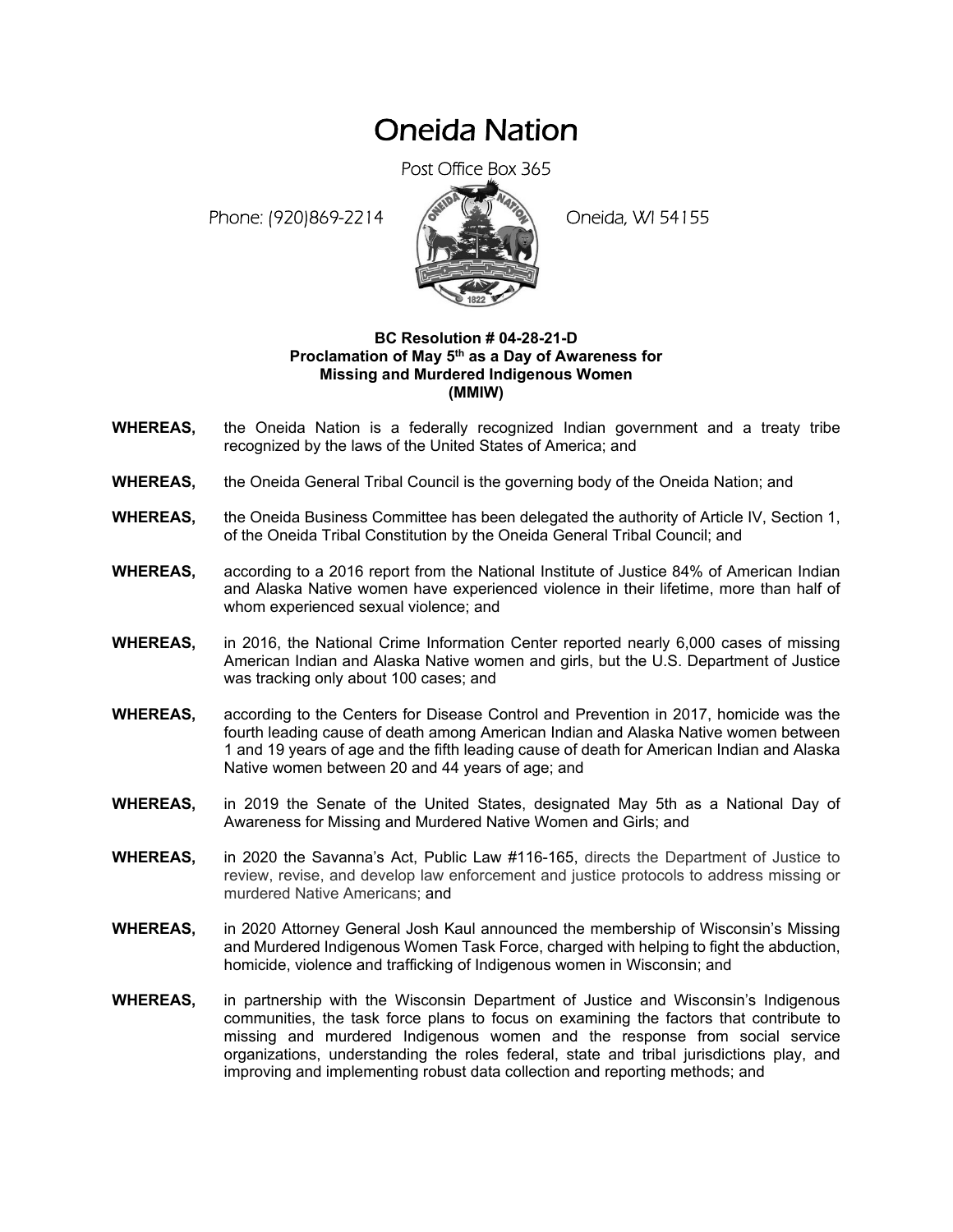# Oneida Nation

Post Office Box 365

Phone: (920)869-2214 Oneida, WI 54155

**BC Resolution # 04-28-21-D**
**Proclamation of May 5th as a Day of Awareness for Missing and Murdered Indigenous Women (MMIW)**

**WHEREAS,** the Oneida Nation is a federally recognized Indian government and a treaty tribe recognized by the laws of the United States of America; and

**WHEREAS,** the Oneida General Tribal Council is the governing body of the Oneida Nation; and

**WHEREAS,** the Oneida Business Committee has been delegated the authority of Article IV, Section 1, of the Oneida Tribal Constitution by the Oneida General Tribal Council; and

**WHEREAS,** according to a 2016 report from the National Institute of Justice 84% of American Indian and Alaska Native women have experienced violence in their lifetime, more than half of whom experienced sexual violence; and

**WHEREAS,** in 2016, the National Crime Information Center reported nearly 6,000 cases of missing American Indian and Alaska Native women and girls, but the U.S. Department of Justice was tracking only about 100 cases; and

**WHEREAS,** according to the Centers for Disease Control and Prevention in 2017, homicide was the fourth leading cause of death among American Indian and Alaska Native women between 1 and 19 years of age and the fifth leading cause of death for American Indian and Alaska Native women between 20 and 44 years of age; and

**WHEREAS,** in 2019 the Senate of the United States, designated May 5th as a National Day of Awareness for Missing and Murdered Native Women and Girls; and

**WHEREAS,** in 2020 the Savanna's Act, Public Law #116-165, directs the Department of Justice to review, revise, and develop law enforcement and justice protocols to address missing or murdered Native Americans; and

**WHEREAS,** in 2020 Attorney General Josh Kaul announced the membership of Wisconsin's Missing and Murdered Indigenous Women Task Force, charged with helping to fight the abduction, homicide, violence and trafficking of Indigenous women in Wisconsin; and

**WHEREAS,** in partnership with the Wisconsin Department of Justice and Wisconsin's Indigenous communities, the task force plans to focus on examining the factors that contribute to missing and murdered Indigenous women and the response from social service organizations, understanding the roles federal, state and tribal jurisdictions play, and improving and implementing robust data collection and reporting methods; and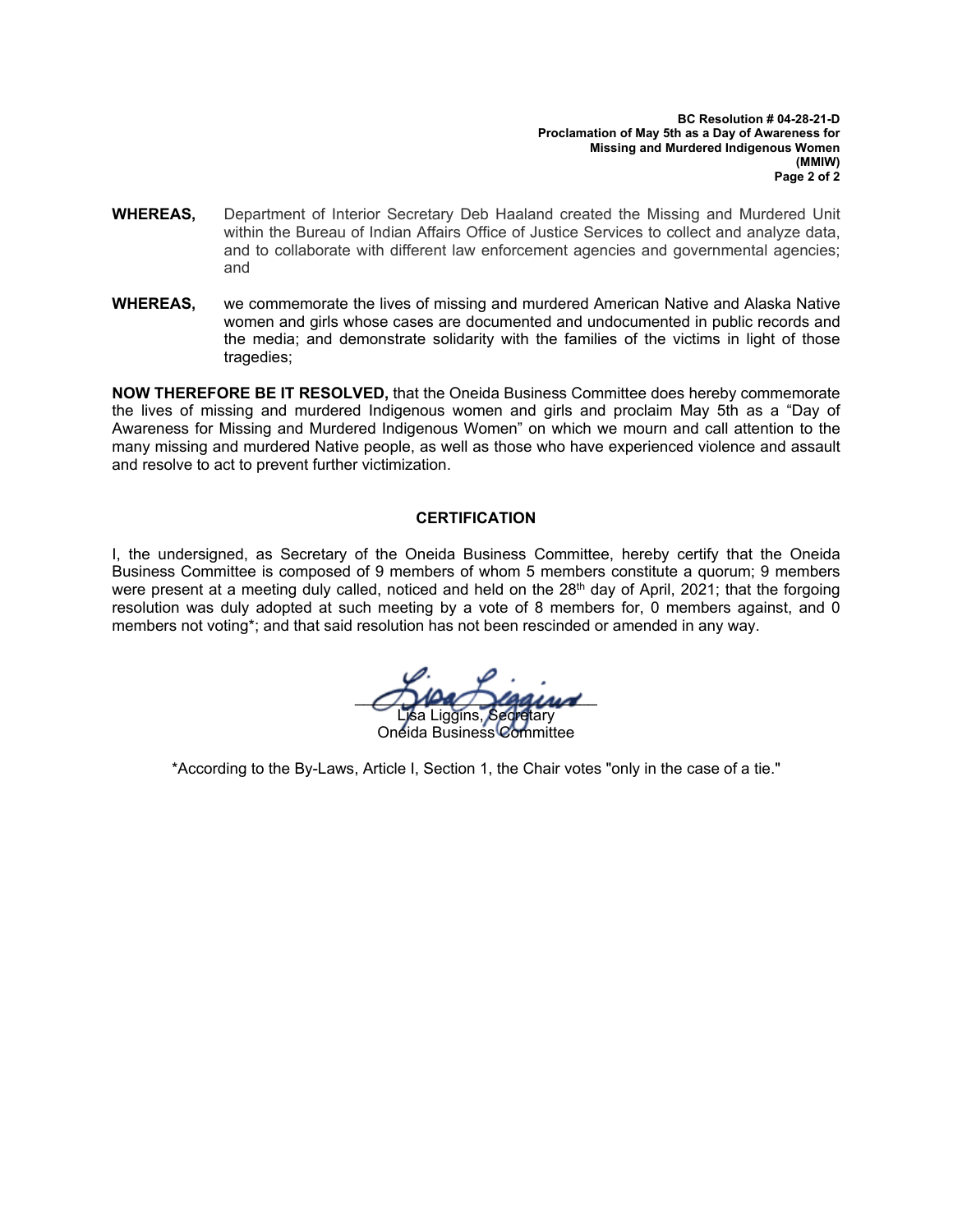**WHEREAS,** Department of Interior Secretary Deb Haaland created the Missing and Murdered Unit within the Bureau of Indian Affairs Office of Justice Services to collect and analyze data, and to collaborate with different law enforcement agencies and governmental agencies; and

**WHEREAS,** we commemorate the lives of missing and murdered American Native and Alaska Native women and girls whose cases are documented and undocumented in public records and the media; and demonstrate solidarity with the families of the victims in light of those tragedies;

**NOW THEREFORE BE IT RESOLVED,** that the Oneida Business Committee does hereby commemorate the lives of missing and murdered Indigenous women and girls and proclaim May 5th as a "Day of Awareness for Missing and Murdered Indigenous Women" on which we mourn and call attention to the many missing and murdered Native people, as well as those who have experienced violence and assault and resolve to act to prevent further victimization.

## CERTIFICATION

I, the undersigned, as Secretary of the Oneida Business Committee, hereby certify that the Oneida Business Committee is composed of 9 members of whom 5 members constitute a quorum; 9 members were present at a meeting duly called, noticed and held on the 28th day of April, 2021; that the forgoing resolution was duly adopted at such meeting by a vote of 8 members for, 0 members against, and 0 members not voting*; and that said resolution has not been rescinded or amended in any way.

Lisa Liggins, Secretary
Oneida Business Committee

*According to the By-Laws, Article I, Section 1, the Chair votes "only in the case of a tie."